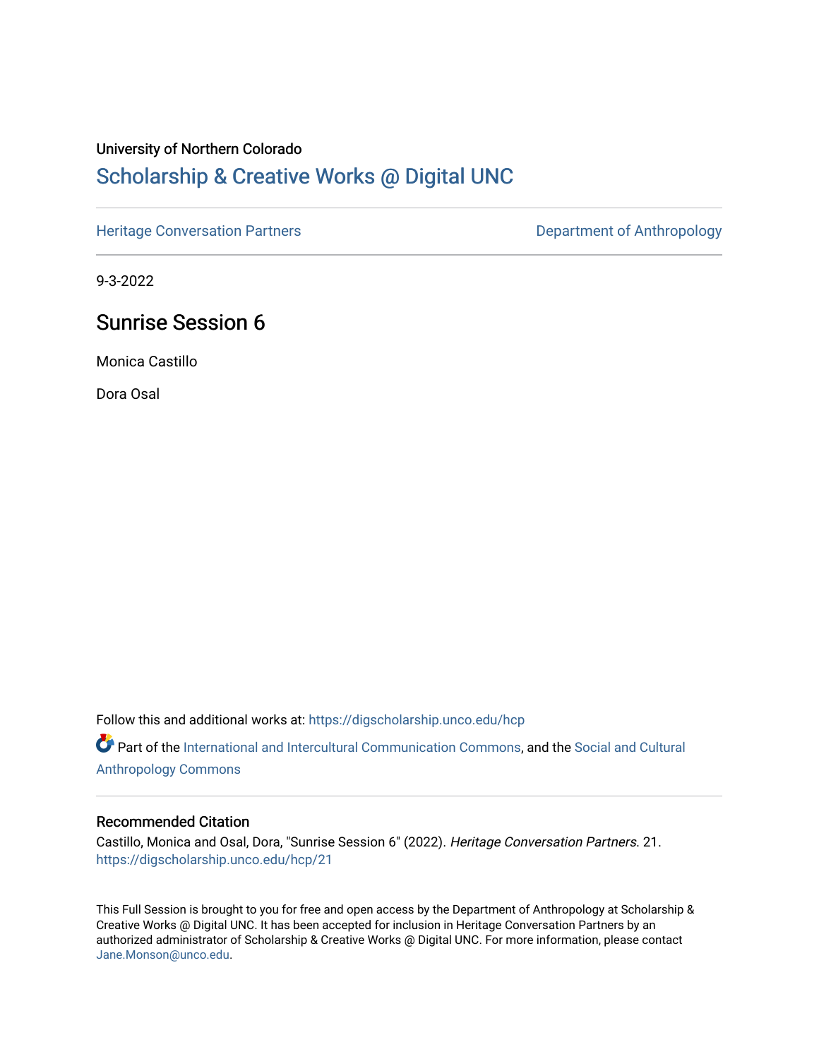University of Northern Colorado

# Scholarship & Creative Works @ Digital UNC

Heritage Conversation Partners

Department of Anthropology

9-3-2022

## Sunrise Session 6

Monica Castillo

Dora Osal

Follow this and additional works at: https://digscholarship.unco.edu/hcp

Part of the International and Intercultural Communication Commons, and the Social and Cultural Anthropology Commons

### Recommended Citation

Castillo, Monica and Osal, Dora, "Sunrise Session 6" (2022). *Heritage Conversation Partners*. 21.
https://digscholarship.unco.edu/hcp/21

This Full Session is brought to you for free and open access by the Department of Anthropology at Scholarship & Creative Works @ Digital UNC. It has been accepted for inclusion in Heritage Conversation Partners by an authorized administrator of Scholarship & Creative Works @ Digital UNC. For more information, please contact Jane.Monson@unco.edu.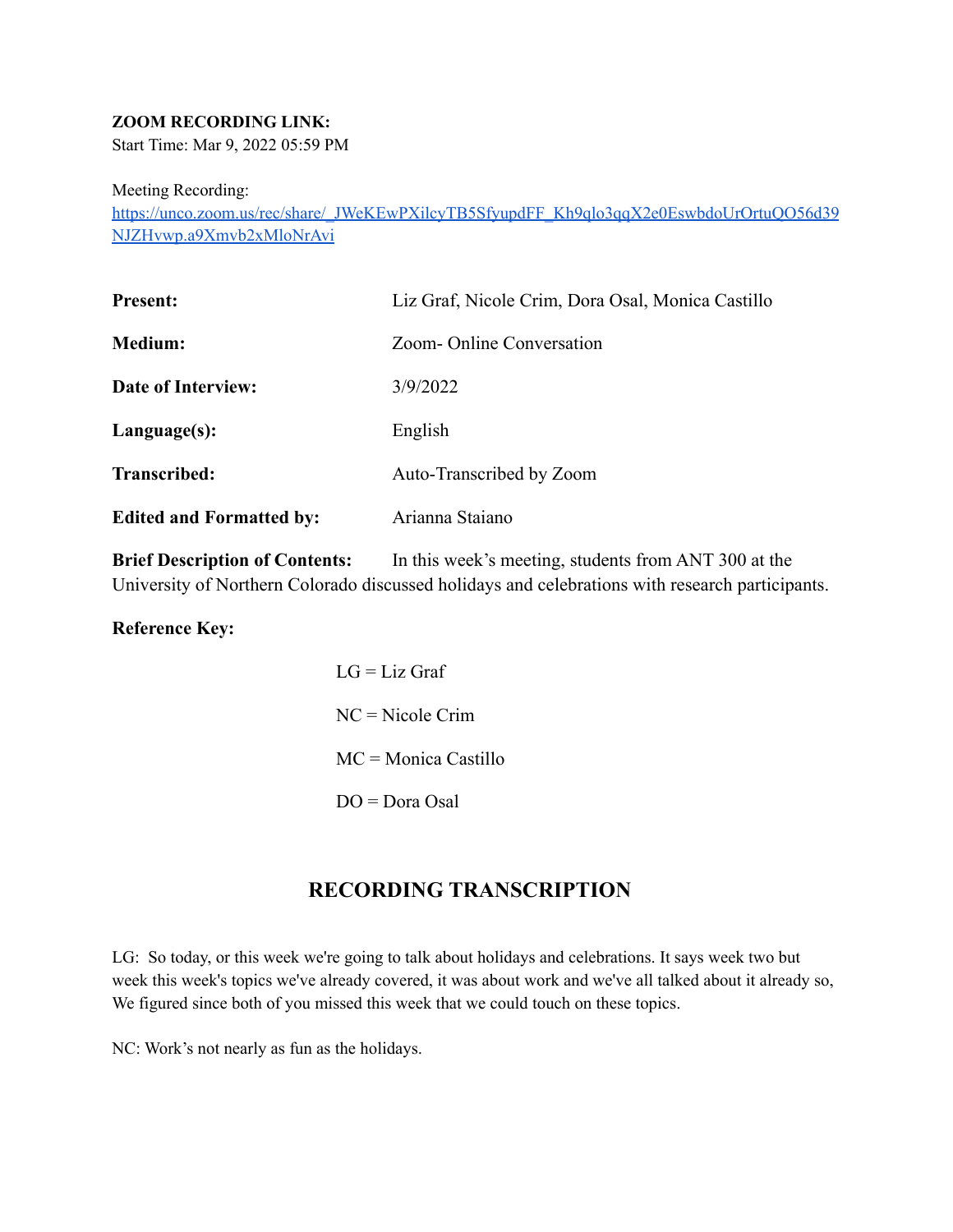**ZOOM RECORDING LINK:**
Start Time: Mar 9, 2022 05:59 PM

Meeting Recording:
[https://unco.zoom.us/rec/share/_JWeKEwPXilcyTB5SfyupdFF_Kh9qlo3qqX2e0EswbdoUrOrtuQO56d39NJZHvwp.a9Xmvb2xMloNrAvi](https://unco.zoom.us/rec/share/_JWeKEwPXilcyTB5SfyupdFF_Kh9qlo3qqX2e0EswbdoUrOrtuQO56d39NJZHvwp.a9Xmvb2xMloNrAvi)

| | |
|---|---|
| **Present:** | Liz Graf, Nicole Crim, Dora Osal, Monica Castillo |
| **Medium:** | Zoom- Online Conversation |
| **Date of Interview:** | 3/9/2022 |
| **Language(s):** | English |
| **Transcribed:** | Auto-Transcribed by Zoom |
| **Edited and Formatted by:** | Arianna Staiano |

**Brief Description of Contents:** In this week's meeting, students from ANT 300 at the University of Northern Colorado discussed holidays and celebrations with research participants.

**Reference Key:**

LG = Liz Graf

NC = Nicole Crim

MC = Monica Castillo

DO = Dora Osal

## RECORDING TRANSCRIPTION

LG: So today, or this week we're going to talk about holidays and celebrations. It says week two but week this week's topics we've already covered, it was about work and we've all talked about it already so, We figured since both of you missed this week that we could touch on these topics.

NC: Work's not nearly as fun as the holidays.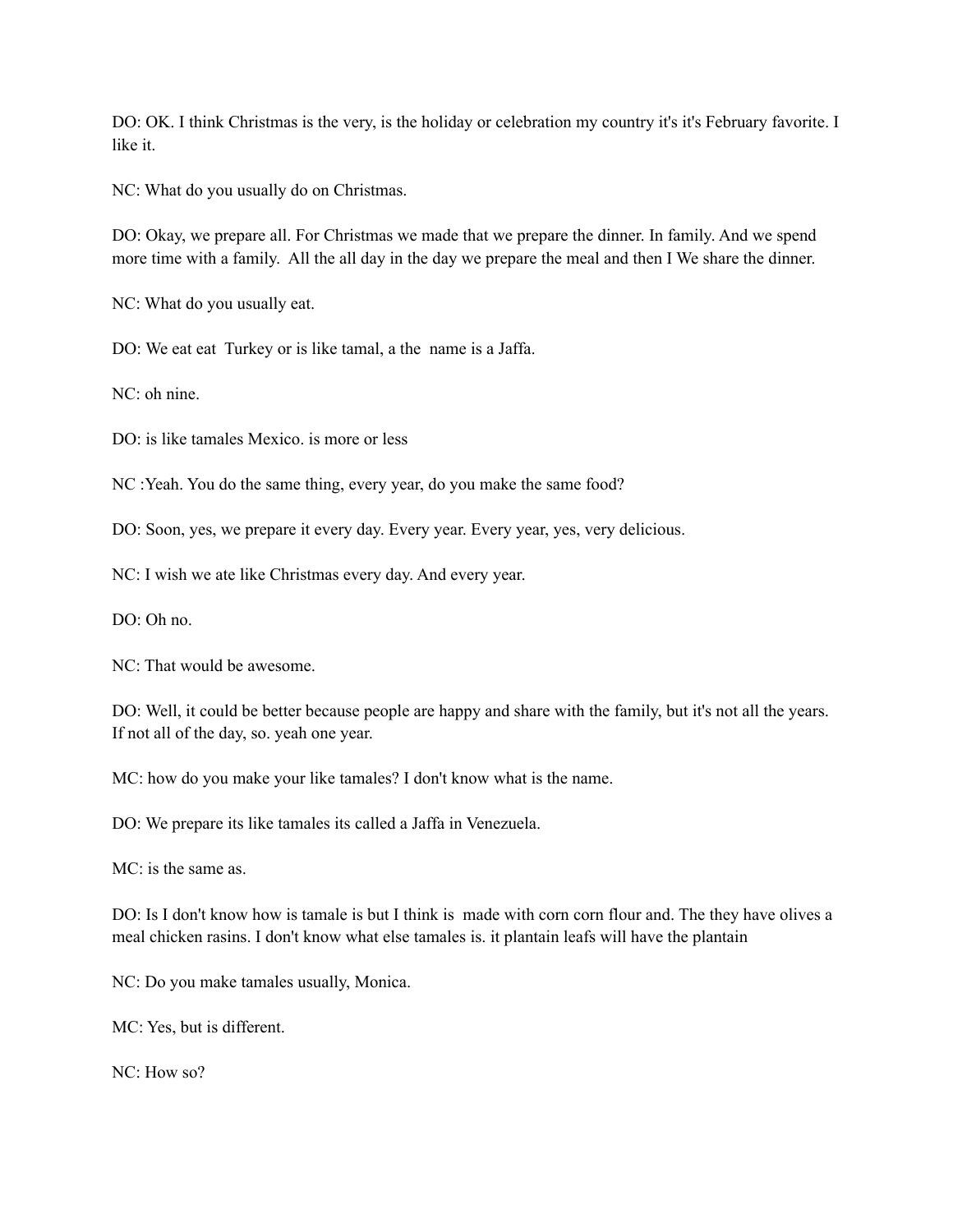DO: OK. I think Christmas is the very, is the holiday or celebration my country it's it's February favorite. I like it.

NC: What do you usually do on Christmas.

DO: Okay, we prepare all. For Christmas we made that we prepare the dinner. In family. And we spend more time with a family. All the all day in the day we prepare the meal and then I We share the dinner.

NC: What do you usually eat.

DO: We eat eat Turkey or is like tamal, a the name is a Jaffa.

NC: oh nine.

DO: is like tamales Mexico. is more or less

NC :Yeah. You do the same thing, every year, do you make the same food?

DO: Soon, yes, we prepare it every day. Every year. Every year, yes, very delicious.

NC: I wish we ate like Christmas every day. And every year.

DO: Oh no.

NC: That would be awesome.

DO: Well, it could be better because people are happy and share with the family, but it's not all the years. If not all of the day, so. yeah one year.

MC: how do you make your like tamales? I don't know what is the name.

DO: We prepare its like tamales its called a Jaffa in Venezuela.

MC: is the same as.

DO: Is I don't know how is tamale is but I think is made with corn corn flour and. The they have olives a meal chicken rasins. I don't know what else tamales is. it plantain leafs will have the plantain

NC: Do you make tamales usually, Monica.

MC: Yes, but is different.

NC: How so?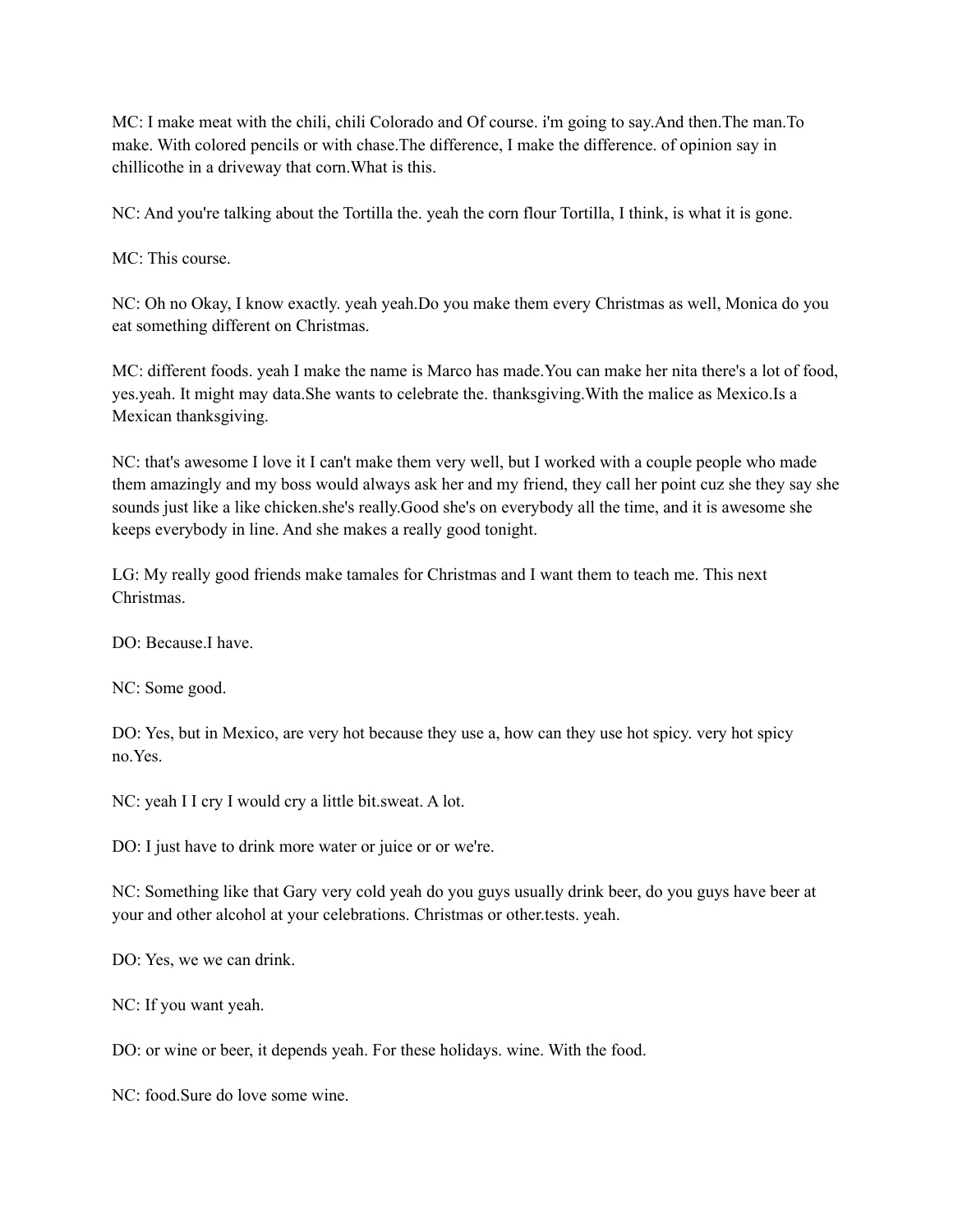MC: I make meat with the chili, chili Colorado and Of course. i'm going to say.And then.The man.To make. With colored pencils or with chase.The difference, I make the difference. of opinion say in chillicothe in a driveway that corn.What is this.

NC: And you're talking about the Tortilla the. yeah the corn flour Tortilla, I think, is what it is gone.

MC: This course.

NC: Oh no Okay, I know exactly. yeah yeah.Do you make them every Christmas as well, Monica do you eat something different on Christmas.

MC: different foods. yeah I make the name is Marco has made.You can make her nita there's a lot of food, yes.yeah. It might may data.She wants to celebrate the. thanksgiving.With the malice as Mexico.Is a Mexican thanksgiving.

NC: that's awesome I love it I can't make them very well, but I worked with a couple people who made them amazingly and my boss would always ask her and my friend, they call her point cuz she they say she sounds just like a like chicken.she's really.Good she's on everybody all the time, and it is awesome she keeps everybody in line. And she makes a really good tonight.

LG: My really good friends make tamales for Christmas and I want them to teach me. This next Christmas.

DO: Because.I have.

NC: Some good.

DO: Yes, but in Mexico, are very hot because they use a, how can they use hot spicy. very hot spicy no.Yes.

NC: yeah I I cry I would cry a little bit.sweat. A lot.

DO: I just have to drink more water or juice or or we're.

NC: Something like that Gary very cold yeah do you guys usually drink beer, do you guys have beer at your and other alcohol at your celebrations. Christmas or other.tests. yeah.

DO: Yes, we we can drink.

NC: If you want yeah.

DO: or wine or beer, it depends yeah. For these holidays. wine. With the food.

NC: food.Sure do love some wine.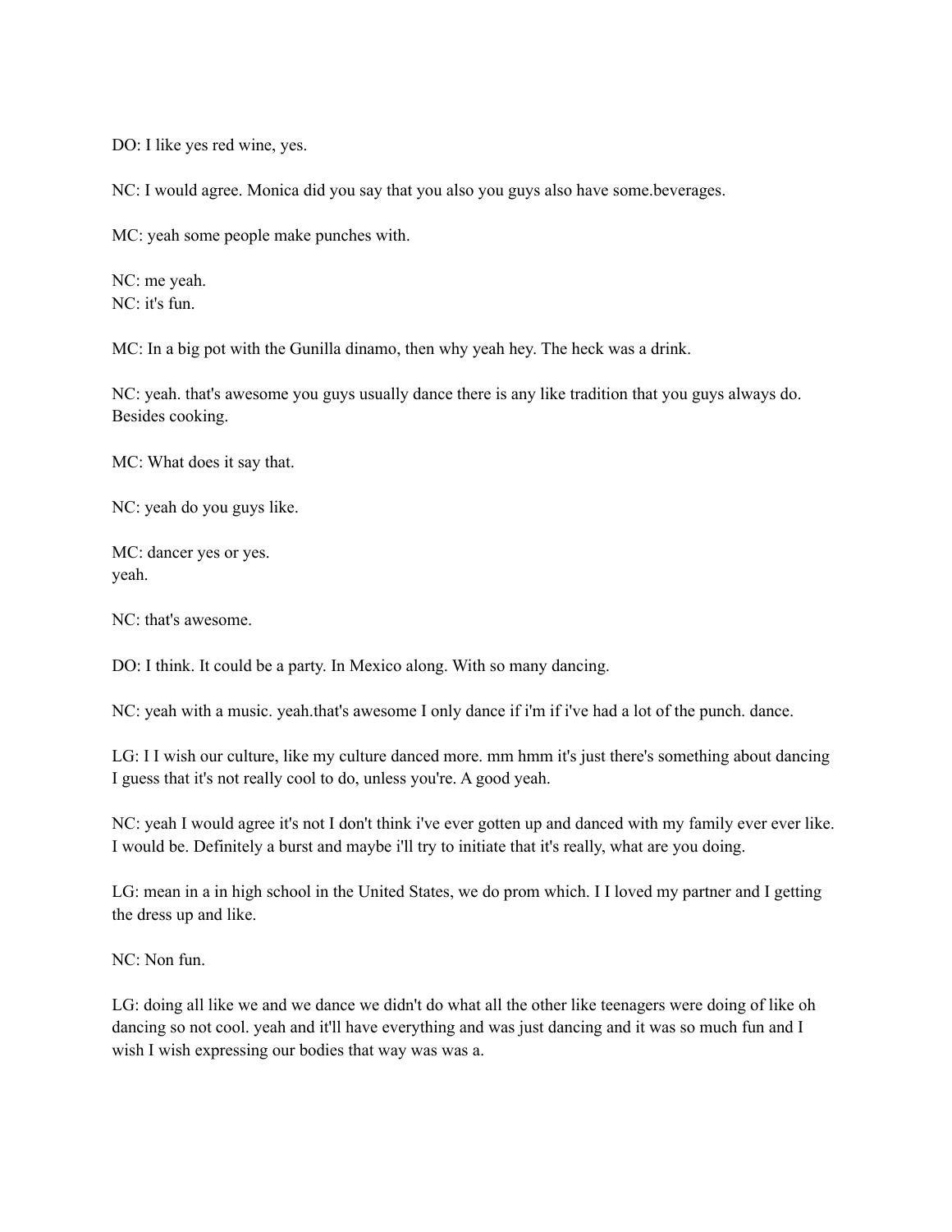DO: I like yes red wine, yes.

NC: I would agree. Monica did you say that you also you guys also have some.beverages.

MC: yeah some people make punches with.

NC: me yeah.
NC: it's fun.

MC: In a big pot with the Gunilla dinamo, then why yeah hey. The heck was a drink.

NC: yeah. that's awesome you guys usually dance there is any like tradition that you guys always do. Besides cooking.

MC: What does it say that.

NC: yeah do you guys like.

MC: dancer yes or yes.
yeah.

NC: that's awesome.

DO: I think. It could be a party. In Mexico along. With so many dancing.

NC: yeah with a music. yeah.that's awesome I only dance if i'm if i've had a lot of the punch. dance.

LG: I I wish our culture, like my culture danced more. mm hmm it's just there's something about dancing I guess that it's not really cool to do, unless you're. A good yeah.

NC: yeah I would agree it's not I don't think i've ever gotten up and danced with my family ever ever like. I would be. Definitely a burst and maybe i'll try to initiate that it's really, what are you doing.

LG: mean in a in high school in the United States, we do prom which. I I loved my partner and I getting the dress up and like.

NC: Non fun.

LG: doing all like we and we dance we didn't do what all the other like teenagers were doing of like oh dancing so not cool. yeah and it'll have everything and was just dancing and it was so much fun and I wish I wish expressing our bodies that way was was a.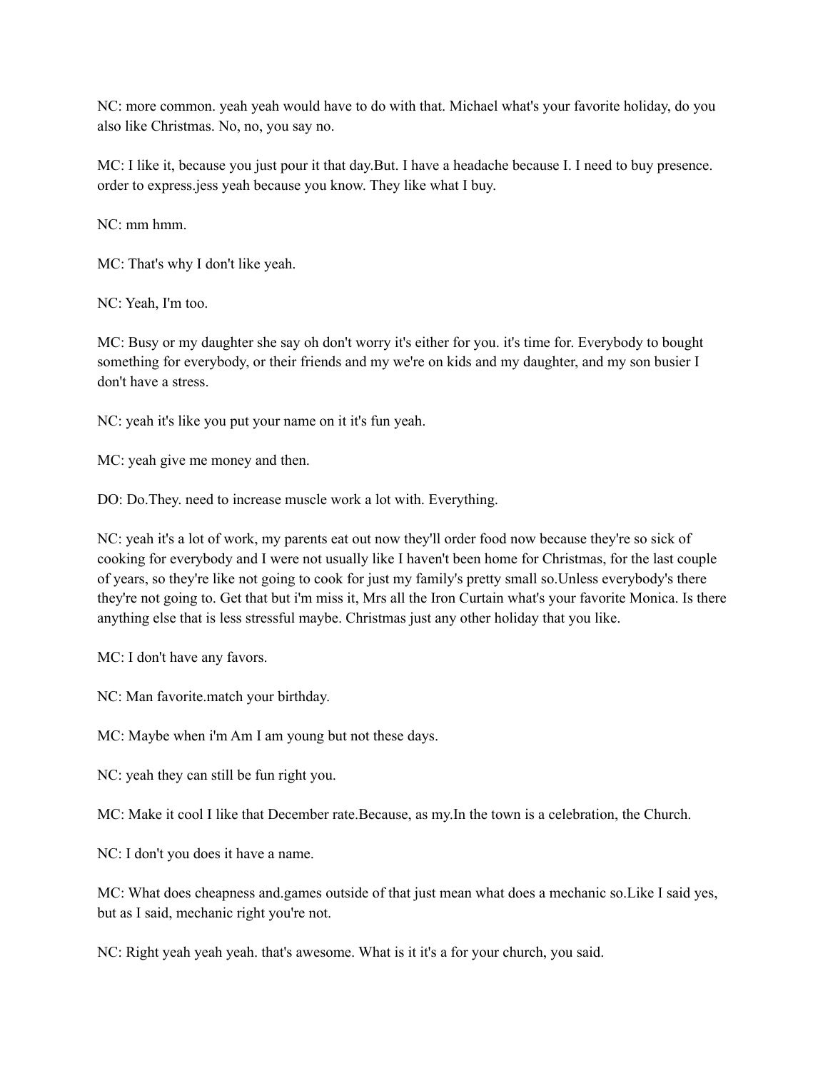NC: more common. yeah yeah would have to do with that. Michael what's your favorite holiday, do you also like Christmas. No, no, you say no.

MC: I like it, because you just pour it that day.But. I have a headache because I. I need to buy presence. order to express.jess yeah because you know. They like what I buy.

NC: mm hmm.

MC: That's why I don't like yeah.

NC: Yeah, I'm too.

MC: Busy or my daughter she say oh don't worry it's either for you. it's time for. Everybody to bought something for everybody, or their friends and my we're on kids and my daughter, and my son busier I don't have a stress.

NC: yeah it's like you put your name on it it's fun yeah.

MC: yeah give me money and then.

DO: Do.They. need to increase muscle work a lot with. Everything.

NC: yeah it's a lot of work, my parents eat out now they'll order food now because they're so sick of cooking for everybody and I were not usually like I haven't been home for Christmas, for the last couple of years, so they're like not going to cook for just my family's pretty small so.Unless everybody's there they're not going to. Get that but i'm miss it, Mrs all the Iron Curtain what's your favorite Monica. Is there anything else that is less stressful maybe. Christmas just any other holiday that you like.

MC: I don't have any favors.

NC: Man favorite.match your birthday.

MC: Maybe when i'm Am I am young but not these days.

NC: yeah they can still be fun right you.

MC: Make it cool I like that December rate.Because, as my.In the town is a celebration, the Church.

NC: I don't you does it have a name.

MC: What does cheapness and.games outside of that just mean what does a mechanic so.Like I said yes, but as I said, mechanic right you're not.

NC: Right yeah yeah yeah. that's awesome. What is it it's a for your church, you said.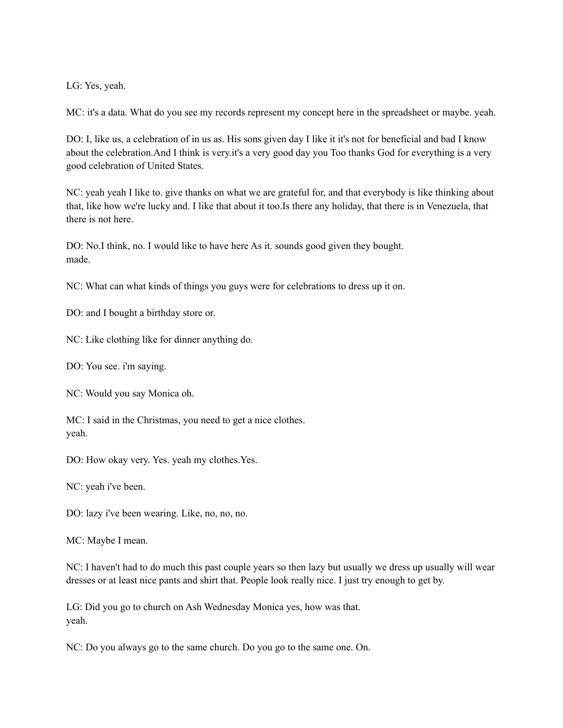LG: Yes, yeah.

MC: it's a data. What do you see my records represent my concept here in the spreadsheet or maybe. yeah.

DO: I, like us, a celebration of in us as. His sons given day I like it it's not for beneficial and bad I know about the celebration.And I think is very.it's a very good day you Too thanks God for everything is a very good celebration of United States.

NC: yeah yeah I like to. give thanks on what we are grateful for, and that everybody is like thinking about that, like how we're lucky and. I like that about it too.Is there any holiday, that there is in Venezuela, that there is not here.

DO: No.I think, no. I would like to have here As it. sounds good given they bought.
made.

NC: What can what kinds of things you guys were for celebrations to dress up it on.

DO: and I bought a birthday store or.

NC: Like clothing like for dinner anything do.

DO: You see. i'm saying.

NC: Would you say Monica oh.

MC: I said in the Christmas, you need to get a nice clothes.
yeah.

DO: How okay very. Yes. yeah my clothes.Yes.

NC: yeah i've been.

DO: lazy i've been wearing. Like, no, no, no.

MC: Maybe I mean.

NC: I haven't had to do much this past couple years so then lazy but usually we dress up usually will wear dresses or at least nice pants and shirt that. People look really nice. I just try enough to get by.

LG: Did you go to church on Ash Wednesday Monica yes, how was that.
yeah.

NC: Do you always go to the same church. Do you go to the same one. On.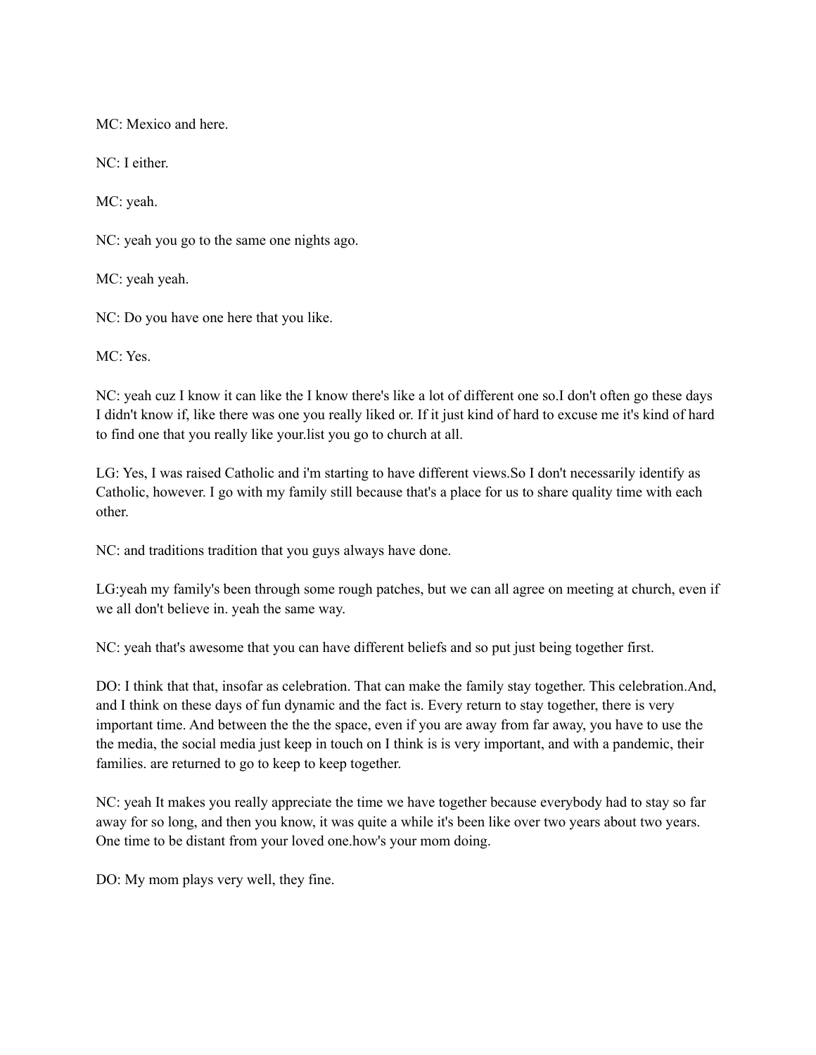MC: Mexico and here.

NC: I either.

MC: yeah.

NC: yeah you go to the same one nights ago.

MC: yeah yeah.

NC: Do you have one here that you like.

MC: Yes.

NC: yeah cuz I know it can like the I know there's like a lot of different one so.I don't often go these days I didn't know if, like there was one you really liked or. If it just kind of hard to excuse me it's kind of hard to find one that you really like your.list you go to church at all.

LG: Yes, I was raised Catholic and i'm starting to have different views.So I don't necessarily identify as Catholic, however. I go with my family still because that's a place for us to share quality time with each other.

NC: and traditions tradition that you guys always have done.

LG:yeah my family's been through some rough patches, but we can all agree on meeting at church, even if we all don't believe in. yeah the same way.

NC: yeah that's awesome that you can have different beliefs and so put just being together first.

DO: I think that that, insofar as celebration. That can make the family stay together. This celebration.And, and I think on these days of fun dynamic and the fact is. Every return to stay together, there is very important time. And between the the the space, even if you are away from far away, you have to use the the media, the social media just keep in touch on I think is is very important, and with a pandemic, their families. are returned to go to keep to keep together.

NC: yeah It makes you really appreciate the time we have together because everybody had to stay so far away for so long, and then you know, it was quite a while it's been like over two years about two years. One time to be distant from your loved one.how's your mom doing.

DO: My mom plays very well, they fine.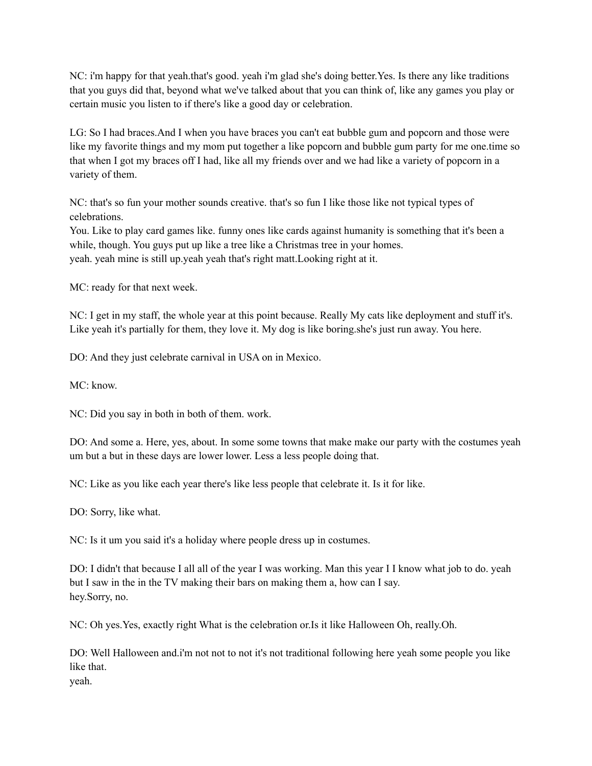NC: i'm happy for that yeah.that's good. yeah i'm glad she's doing better.Yes. Is there any like traditions that you guys did that, beyond what we've talked about that you can think of, like any games you play or certain music you listen to if there's like a good day or celebration.

LG: So I had braces.And I when you have braces you can't eat bubble gum and popcorn and those were like my favorite things and my mom put together a like popcorn and bubble gum party for me one.time so that when I got my braces off I had, like all my friends over and we had like a variety of popcorn in a variety of them.

NC: that's so fun your mother sounds creative. that's so fun I like those like not typical types of celebrations.
You. Like to play card games like. funny ones like cards against humanity is something that it's been a while, though. You guys put up like a tree like a Christmas tree in your homes.
yeah. yeah mine is still up.yeah yeah that's right matt.Looking right at it.

MC: ready for that next week.

NC: I get in my staff, the whole year at this point because. Really My cats like deployment and stuff it's. Like yeah it's partially for them, they love it. My dog is like boring.she's just run away. You here.

DO: And they just celebrate carnival in USA on in Mexico.

MC: know.

NC: Did you say in both in both of them. work.

DO: And some a. Here, yes, about. In some some towns that make make our party with the costumes yeah um but a but in these days are lower lower. Less a less people doing that.

NC: Like as you like each year there's like less people that celebrate it. Is it for like.

DO: Sorry, like what.

NC: Is it um you said it's a holiday where people dress up in costumes.

DO: I didn't that because I all all of the year I was working. Man this year I I know what job to do. yeah but I saw in the in the TV making their bars on making them a, how can I say.
hey.Sorry, no.

NC: Oh yes.Yes, exactly right What is the celebration or.Is it like Halloween Oh, really.Oh.

DO: Well Halloween and.i'm not not to not it's not traditional following here yeah some people you like like that.
yeah.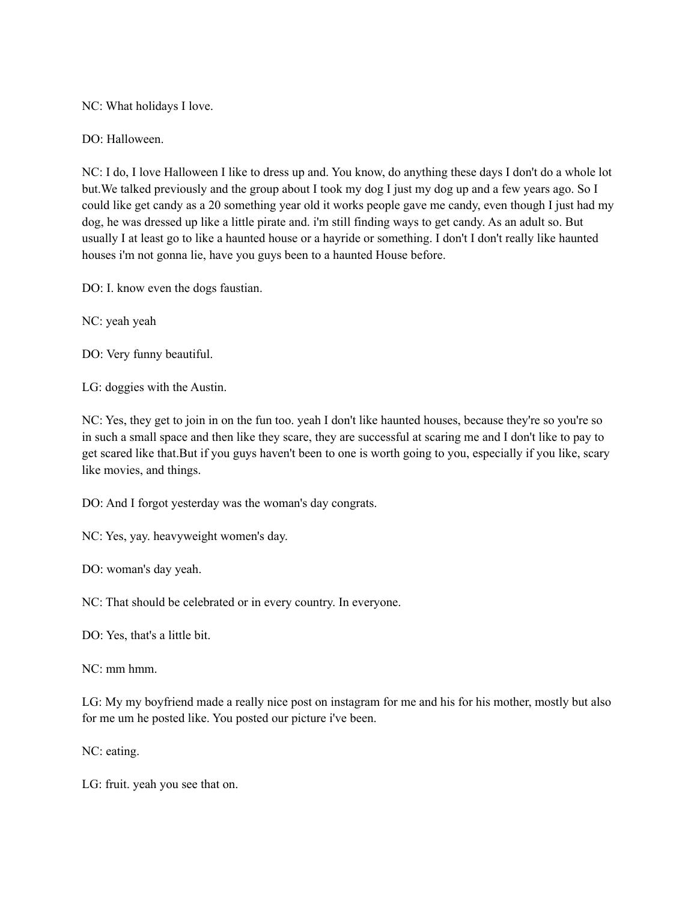NC: What holidays I love.

DO: Halloween.

NC: I do, I love Halloween I like to dress up and. You know, do anything these days I don't do a whole lot but.We talked previously and the group about I took my dog I just my dog up and a few years ago. So I could like get candy as a 20 something year old it works people gave me candy, even though I just had my dog, he was dressed up like a little pirate and. i'm still finding ways to get candy. As an adult so. But usually I at least go to like a haunted house or a hayride or something. I don't I don't really like haunted houses i'm not gonna lie, have you guys been to a haunted House before.

DO: I. know even the dogs faustian.

NC: yeah yeah

DO: Very funny beautiful.

LG: doggies with the Austin.

NC: Yes, they get to join in on the fun too. yeah I don't like haunted houses, because they're so you're so in such a small space and then like they scare, they are successful at scaring me and I don't like to pay to get scared like that.But if you guys haven't been to one is worth going to you, especially if you like, scary like movies, and things.

DO: And I forgot yesterday was the woman's day congrats.

NC: Yes, yay. heavyweight women's day.

DO: woman's day yeah.

NC: That should be celebrated or in every country. In everyone.

DO: Yes, that's a little bit.

NC: mm hmm.

LG: My my boyfriend made a really nice post on instagram for me and his for his mother, mostly but also for me um he posted like. You posted our picture i've been.

NC: eating.

LG: fruit. yeah you see that on.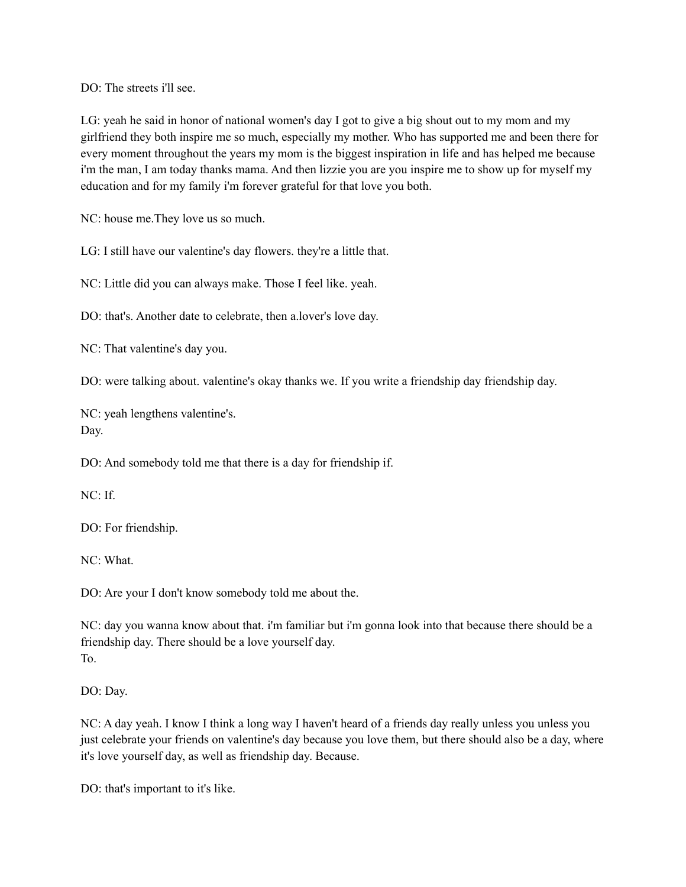DO: The streets i'll see.

LG: yeah he said in honor of national women's day I got to give a big shout out to my mom and my girlfriend they both inspire me so much, especially my mother. Who has supported me and been there for every moment throughout the years my mom is the biggest inspiration in life and has helped me because i'm the man, I am today thanks mama. And then lizzie you are you inspire me to show up for myself my education and for my family i'm forever grateful for that love you both.

NC: house me.They love us so much.

LG: I still have our valentine's day flowers. they're a little that.

NC: Little did you can always make. Those I feel like. yeah.

DO: that's. Another date to celebrate, then a.lover's love day.

NC: That valentine's day you.

DO: were talking about. valentine's okay thanks we. If you write a friendship day friendship day.

NC: yeah lengthens valentine's.
Day.

DO: And somebody told me that there is a day for friendship if.

NC: If.

DO: For friendship.

NC: What.

DO: Are your I don't know somebody told me about the.

NC: day you wanna know about that. i'm familiar but i'm gonna look into that because there should be a friendship day. There should be a love yourself day.
To.

DO: Day.

NC: A day yeah. I know I think a long way I haven't heard of a friends day really unless you unless you just celebrate your friends on valentine's day because you love them, but there should also be a day, where it's love yourself day, as well as friendship day. Because.

DO: that's important to it's like.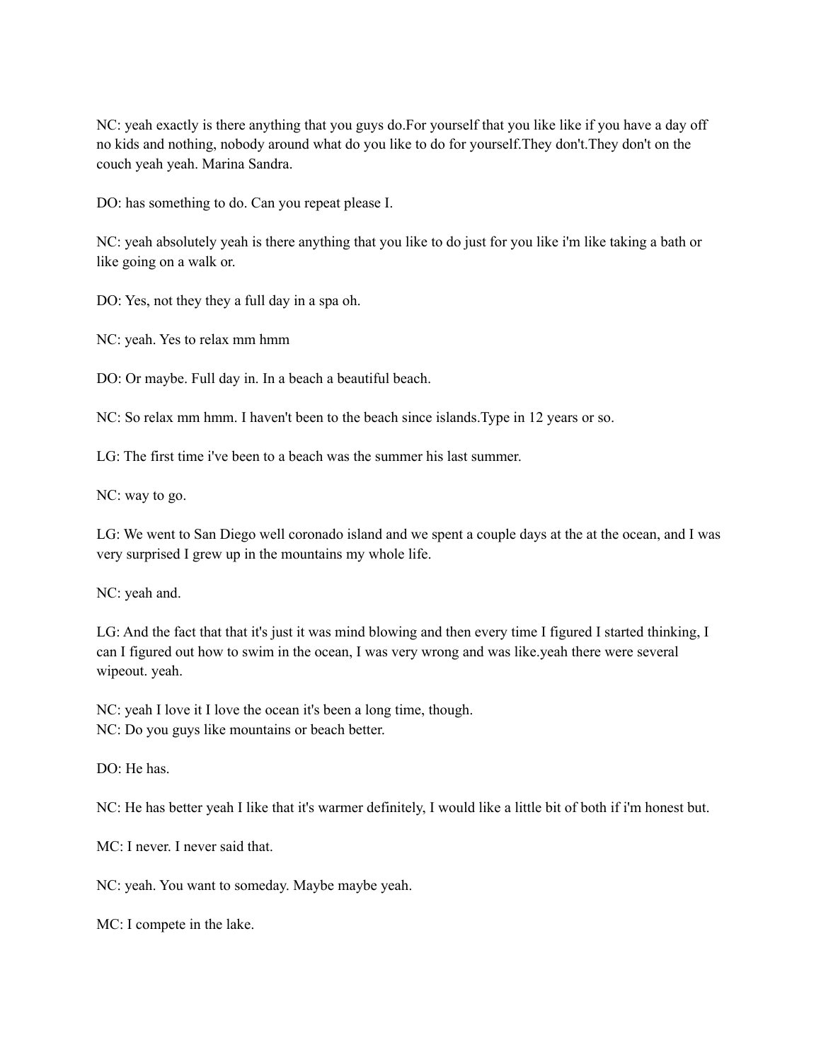NC: yeah exactly is there anything that you guys do.For yourself that you like like if you have a day off no kids and nothing, nobody around what do you like to do for yourself.They don't.They don't on the couch yeah yeah. Marina Sandra.

DO: has something to do. Can you repeat please I.

NC: yeah absolutely yeah is there anything that you like to do just for you like i'm like taking a bath or like going on a walk or.

DO: Yes, not they they a full day in a spa oh.

NC: yeah. Yes to relax mm hmm

DO: Or maybe. Full day in. In a beach a beautiful beach.

NC: So relax mm hmm. I haven't been to the beach since islands.Type in 12 years or so.

LG: The first time i've been to a beach was the summer his last summer.

NC: way to go.

LG: We went to San Diego well coronado island and we spent a couple days at the at the ocean, and I was very surprised I grew up in the mountains my whole life.

NC: yeah and.

LG: And the fact that that it's just it was mind blowing and then every time I figured I started thinking, I can I figured out how to swim in the ocean, I was very wrong and was like.yeah there were several wipeout. yeah.

NC: yeah I love it I love the ocean it's been a long time, though.
NC: Do you guys like mountains or beach better.

DO: He has.

NC: He has better yeah I like that it's warmer definitely, I would like a little bit of both if i'm honest but.

MC: I never. I never said that.

NC: yeah. You want to someday. Maybe maybe yeah.

MC: I compete in the lake.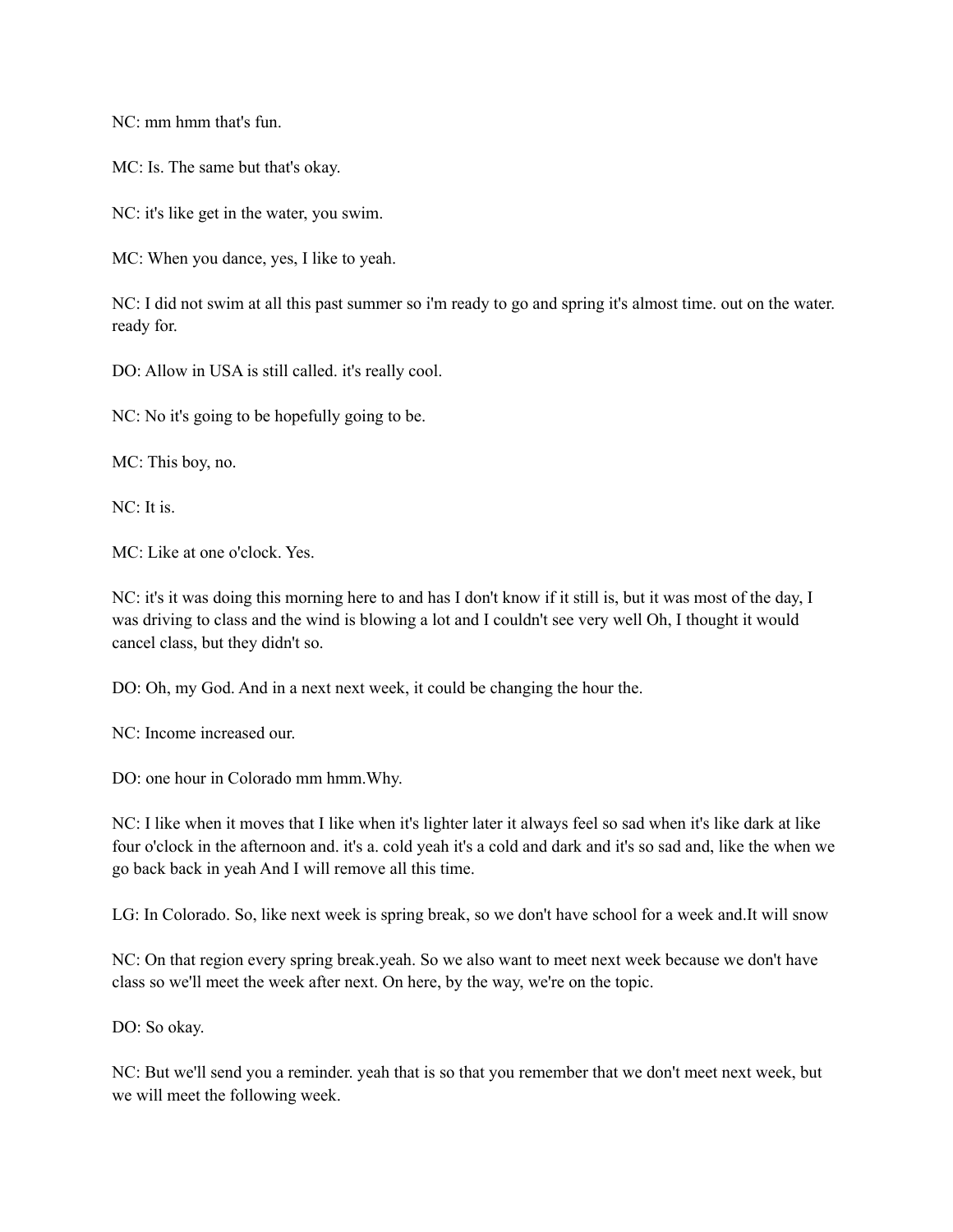NC: mm hmm that's fun.

MC: Is. The same but that's okay.

NC: it's like get in the water, you swim.

MC: When you dance, yes, I like to yeah.

NC: I did not swim at all this past summer so i'm ready to go and spring it's almost time. out on the water. ready for.

DO: Allow in USA is still called. it's really cool.

NC: No it's going to be hopefully going to be.

MC: This boy, no.

NC: It is.

MC: Like at one o'clock. Yes.

NC: it's it was doing this morning here to and has I don't know if it still is, but it was most of the day, I was driving to class and the wind is blowing a lot and I couldn't see very well Oh, I thought it would cancel class, but they didn't so.

DO: Oh, my God. And in a next next week, it could be changing the hour the.

NC: Income increased our.

DO: one hour in Colorado mm hmm.Why.

NC: I like when it moves that I like when it's lighter later it always feel so sad when it's like dark at like four o'clock in the afternoon and. it's a. cold yeah it's a cold and dark and it's so sad and, like the when we go back back in yeah And I will remove all this time.

LG: In Colorado. So, like next week is spring break, so we don't have school for a week and.It will snow

NC: On that region every spring break.yeah. So we also want to meet next week because we don't have class so we'll meet the week after next. On here, by the way, we're on the topic.

DO: So okay.

NC: But we'll send you a reminder. yeah that is so that you remember that we don't meet next week, but we will meet the following week.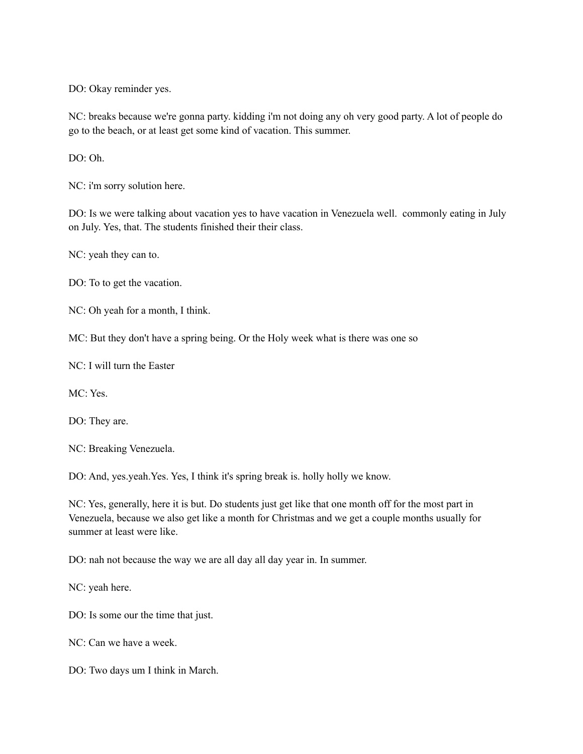DO: Okay reminder yes.

NC: breaks because we're gonna party. kidding i'm not doing any oh very good party. A lot of people do go to the beach, or at least get some kind of vacation. This summer.

DO: Oh.

NC: i'm sorry solution here.

DO: Is we were talking about vacation yes to have vacation in Venezuela well.  commonly eating in July on July. Yes, that. The students finished their their class.

NC: yeah they can to.

DO: To to get the vacation.

NC: Oh yeah for a month, I think.

MC: But they don't have a spring being. Or the Holy week what is there was one so

NC: I will turn the Easter

MC: Yes.

DO: They are.

NC: Breaking Venezuela.

DO: And, yes.yeah.Yes. Yes, I think it's spring break is. holly holly we know.

NC: Yes, generally, here it is but. Do students just get like that one month off for the most part in Venezuela, because we also get like a month for Christmas and we get a couple months usually for summer at least were like.

DO: nah not because the way we are all day all day year in. In summer.

NC: yeah here.

DO: Is some our the time that just.

NC: Can we have a week.

DO: Two days um I think in March.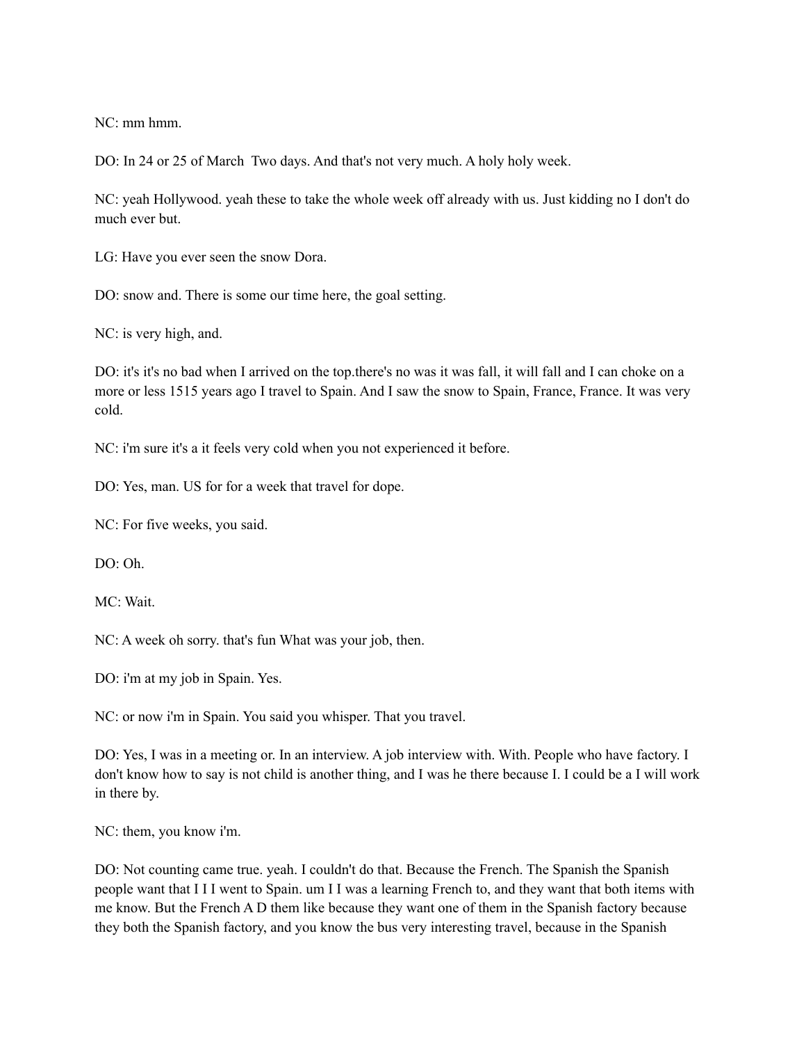NC: mm hmm.

DO: In 24 or 25 of March  Two days. And that's not very much. A holy holy week.

NC: yeah Hollywood. yeah these to take the whole week off already with us. Just kidding no I don't do much ever but.

LG: Have you ever seen the snow Dora.

DO: snow and. There is some our time here, the goal setting.

NC: is very high, and.

DO: it's it's no bad when I arrived on the top.there's no was it was fall, it will fall and I can choke on a more or less 1515 years ago I travel to Spain. And I saw the snow to Spain, France, France. It was very cold.

NC: i'm sure it's a it feels very cold when you not experienced it before.

DO: Yes, man. US for for a week that travel for dope.

NC: For five weeks, you said.

DO: Oh.

MC: Wait.

NC: A week oh sorry. that's fun What was your job, then.

DO: i'm at my job in Spain. Yes.

NC: or now i'm in Spain. You said you whisper. That you travel.

DO: Yes, I was in a meeting or. In an interview. A job interview with. With. People who have factory. I don't know how to say is not child is another thing, and I was he there because I. I could be a I will work in there by.

NC: them, you know i'm.

DO: Not counting came true. yeah. I couldn't do that. Because the French. The Spanish the Spanish people want that I I I went to Spain. um I I was a learning French to, and they want that both items with me know. But the French A D them like because they want one of them in the Spanish factory because they both the Spanish factory, and you know the bus very interesting travel, because in the Spanish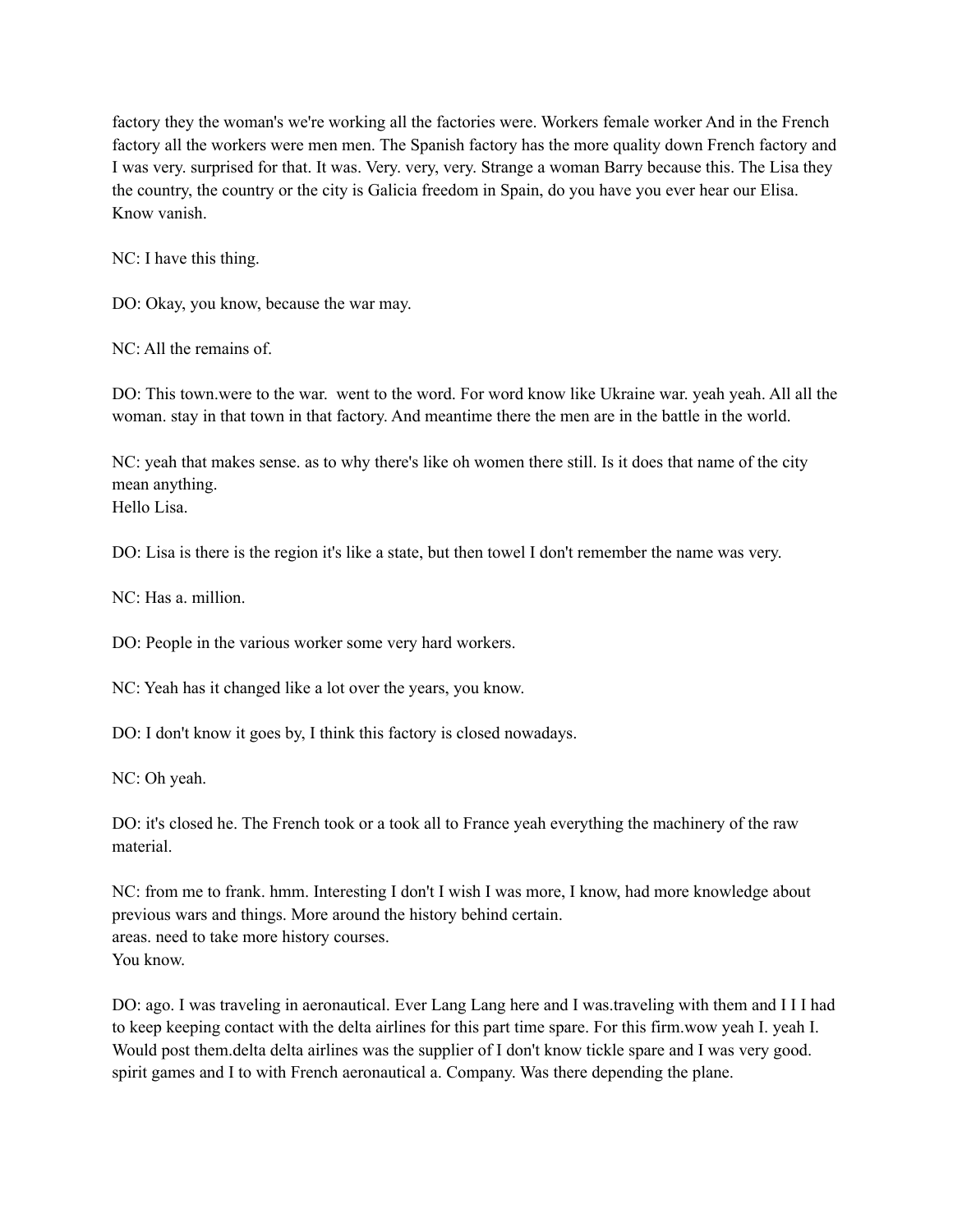factory they the woman's we're working all the factories were. Workers female worker And in the French factory all the workers were men men. The Spanish factory has the more quality down French factory and I was very. surprised for that. It was. Very. very, very. Strange a woman Barry because this. The Lisa they the country, the country or the city is Galicia freedom in Spain, do you have you ever hear our Elisa. Know vanish.

NC: I have this thing.

DO: Okay, you know, because the war may.

NC: All the remains of.

DO: This town.were to the war.  went to the word. For word know like Ukraine war. yeah yeah. All all the woman. stay in that town in that factory. And meantime there the men are in the battle in the world.

NC: yeah that makes sense. as to why there's like oh women there still. Is it does that name of the city mean anything.
Hello Lisa.

DO: Lisa is there is the region it's like a state, but then towel I don't remember the name was very.

NC: Has a. million.

DO: People in the various worker some very hard workers.

NC: Yeah has it changed like a lot over the years, you know.

DO: I don't know it goes by, I think this factory is closed nowadays.

NC: Oh yeah.

DO: it's closed he. The French took or a took all to France yeah everything the machinery of the raw material.

NC: from me to frank. hmm. Interesting I don't I wish I was more, I know, had more knowledge about previous wars and things. More around the history behind certain.
areas. need to take more history courses.
You know.

DO: ago. I was traveling in aeronautical. Ever Lang Lang here and I was.traveling with them and I I I had to keep keeping contact with the delta airlines for this part time spare. For this firm.wow yeah I. yeah I. Would post them.delta delta airlines was the supplier of I don't know tickle spare and I was very good. spirit games and I to with French aeronautical a. Company. Was there depending the plane.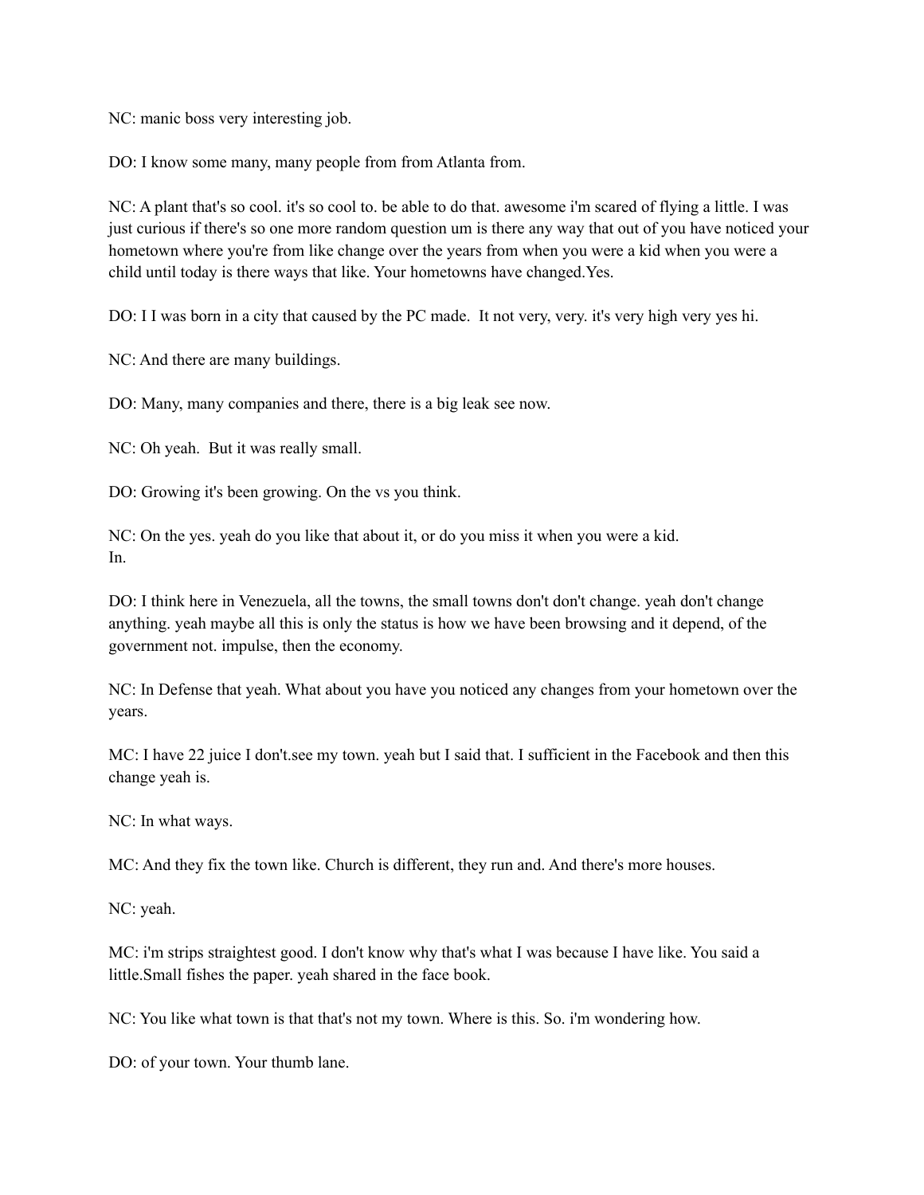NC: manic boss very interesting job.

DO: I know some many, many people from from Atlanta from.

NC: A plant that's so cool. it's so cool to. be able to do that. awesome i'm scared of flying a little. I was just curious if there's so one more random question um is there any way that out of you have noticed your hometown where you're from like change over the years from when you were a kid when you were a child until today is there ways that like. Your hometowns have changed.Yes.

DO: I I was born in a city that caused by the PC made.  It not very, very. it's very high very yes hi.

NC: And there are many buildings.

DO: Many, many companies and there, there is a big leak see now.

NC: Oh yeah.  But it was really small.

DO: Growing it's been growing. On the vs you think.

NC: On the yes. yeah do you like that about it, or do you miss it when you were a kid.
In.

DO: I think here in Venezuela, all the towns, the small towns don't don't change. yeah don't change anything. yeah maybe all this is only the status is how we have been browsing and it depend, of the government not. impulse, then the economy.

NC: In Defense that yeah. What about you have you noticed any changes from your hometown over the years.

MC: I have 22 juice I don't.see my town. yeah but I said that. I sufficient in the Facebook and then this change yeah is.

NC: In what ways.

MC: And they fix the town like. Church is different, they run and. And there's more houses.

NC: yeah.

MC: i'm strips straightest good. I don't know why that's what I was because I have like. You said a little.Small fishes the paper. yeah shared in the face book.

NC: You like what town is that that's not my town. Where is this. So. i'm wondering how.

DO: of your town. Your thumb lane.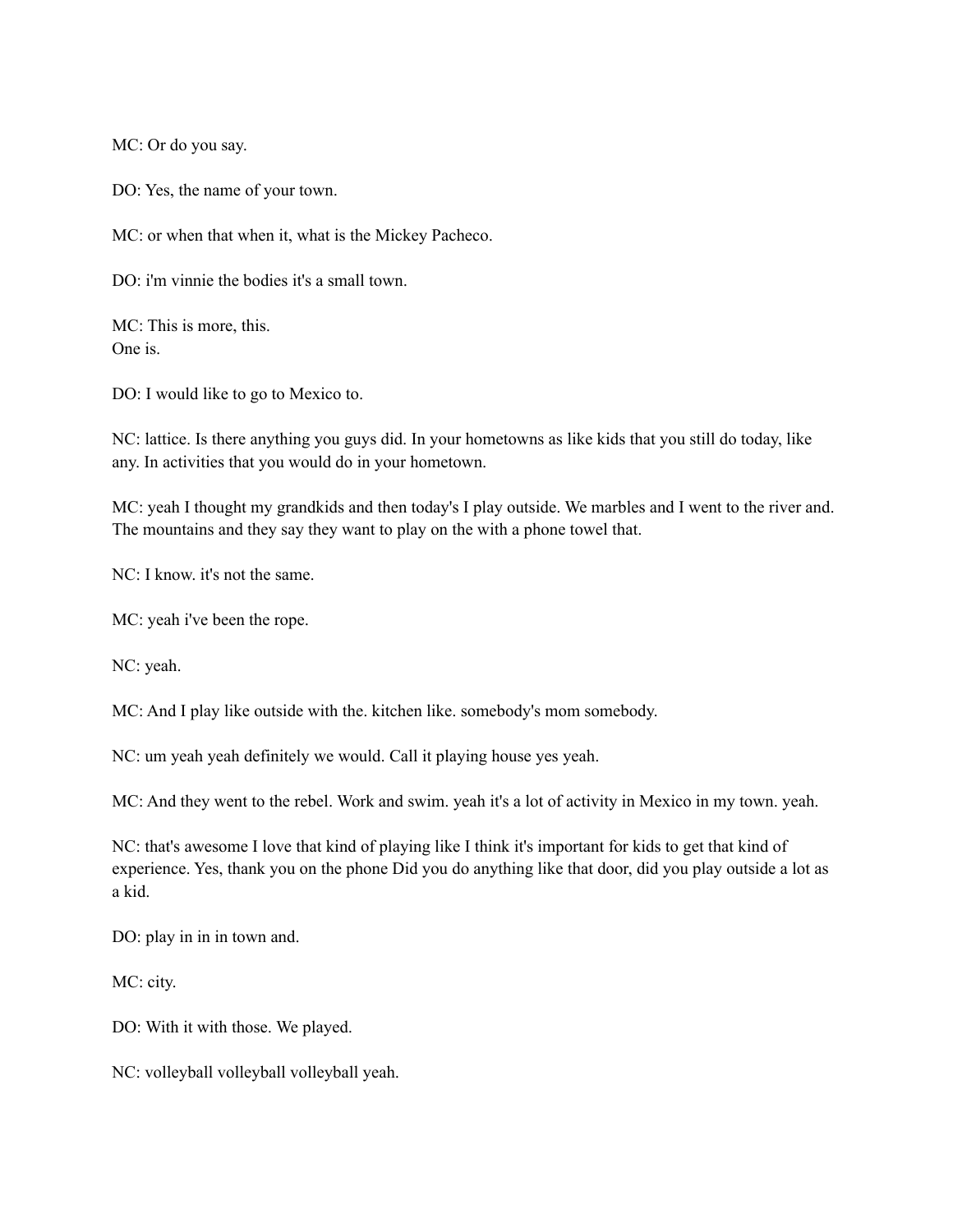MC: Or do you say.

DO: Yes, the name of your town.

MC: or when that when it, what is the Mickey Pacheco.

DO: i'm vinnie the bodies it's a small town.

MC: This is more, this.
One is.

DO: I would like to go to Mexico to.

NC: lattice. Is there anything you guys did. In your hometowns as like kids that you still do today, like any. In activities that you would do in your hometown.

MC: yeah I thought my grandkids and then today's I play outside. We marbles and I went to the river and. The mountains and they say they want to play on the with a phone towel that.

NC: I know. it's not the same.

MC: yeah i've been the rope.

NC: yeah.

MC: And I play like outside with the. kitchen like. somebody's mom somebody.

NC: um yeah yeah definitely we would. Call it playing house yes yeah.

MC: And they went to the rebel. Work and swim. yeah it's a lot of activity in Mexico in my town. yeah.

NC: that's awesome I love that kind of playing like I think it's important for kids to get that kind of experience. Yes, thank you on the phone Did you do anything like that door, did you play outside a lot as a kid.

DO: play in in in town and.

MC: city.

DO: With it with those. We played.

NC: volleyball volleyball volleyball yeah.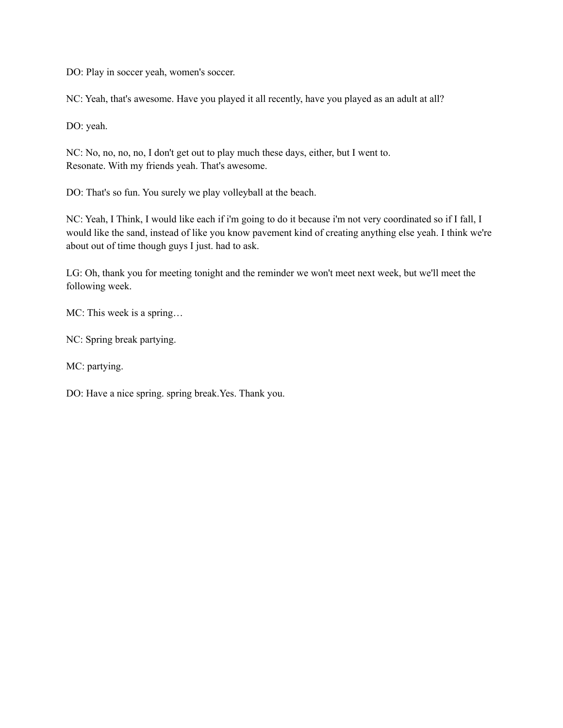DO: Play in soccer yeah, women's soccer.

NC: Yeah, that's awesome. Have you played it all recently, have you played as an adult at all?

DO: yeah.

NC: No, no, no, no, I don't get out to play much these days, either, but I went to.
Resonate. With my friends yeah. That's awesome.

DO: That's so fun. You surely we play volleyball at the beach.

NC: Yeah, I Think, I would like each if i'm going to do it because i'm not very coordinated so if I fall, I would like the sand, instead of like you know pavement kind of creating anything else yeah. I think we're about out of time though guys I just. had to ask.

LG: Oh, thank you for meeting tonight and the reminder we won't meet next week, but we'll meet the following week.

MC: This week is a spring…

NC: Spring break partying.

MC: partying.

DO: Have a nice spring. spring break.Yes. Thank you.